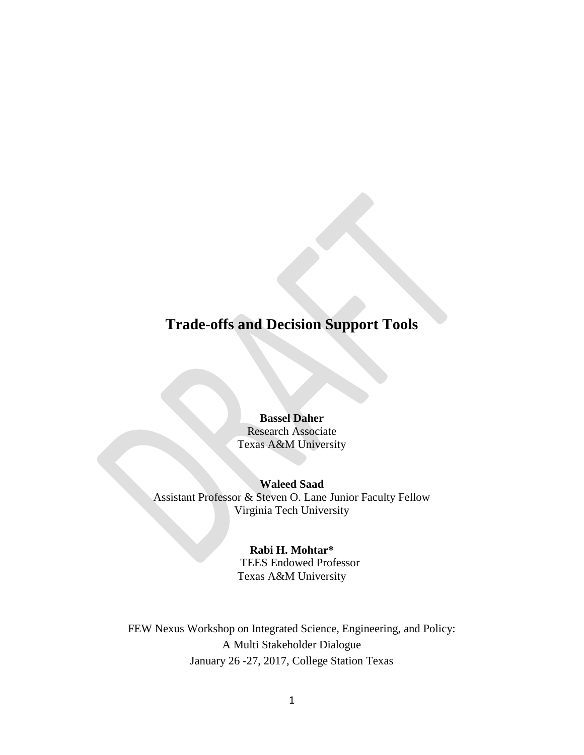# Trade-offs and Decision Support Tools

**Bassel Daher**
Research Associate
Texas A&M University

**Waleed Saad**
Assistant Professor & Steven O. Lane Junior Faculty Fellow
Virginia Tech University

**Rabi H. Mohtar***
TEES Endowed Professor
Texas A&M University

FEW Nexus Workshop on Integrated Science, Engineering, and Policy:
A Multi Stakeholder Dialogue
January 26 -27, 2017, College Station Texas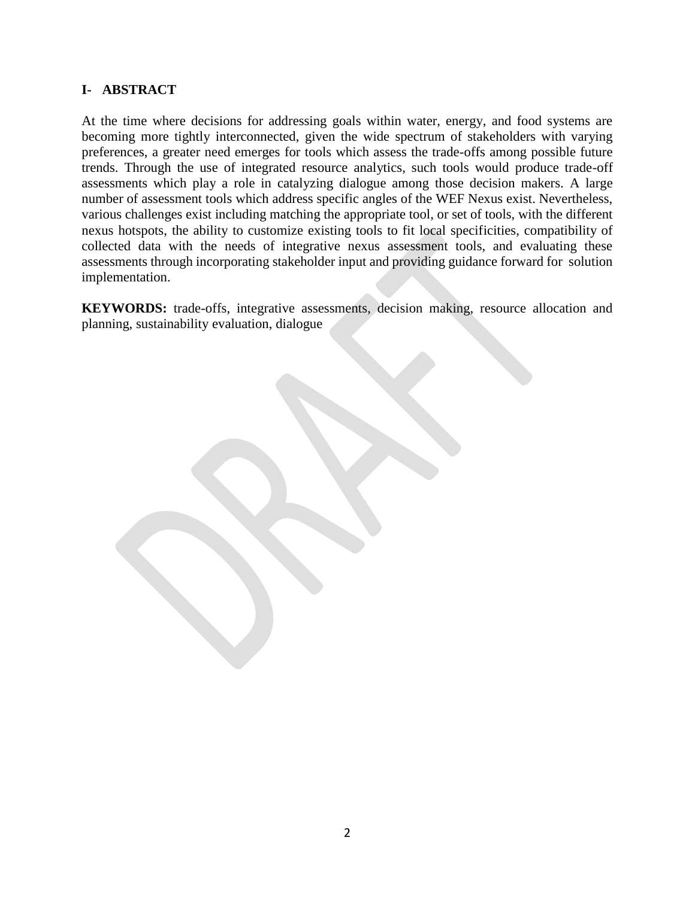## I- ABSTRACT

At the time where decisions for addressing goals within water, energy, and food systems are becoming more tightly interconnected, given the wide spectrum of stakeholders with varying preferences, a greater need emerges for tools which assess the trade-offs among possible future trends. Through the use of integrated resource analytics, such tools would produce trade-off assessments which play a role in catalyzing dialogue among those decision makers. A large number of assessment tools which address specific angles of the WEF Nexus exist. Nevertheless, various challenges exist including matching the appropriate tool, or set of tools, with the different nexus hotspots, the ability to customize existing tools to fit local specificities, compatibility of collected data with the needs of integrative nexus assessment tools, and evaluating these assessments through incorporating stakeholder input and providing guidance forward for solution implementation.

**KEYWORDS:** trade-offs, integrative assessments, decision making, resource allocation and planning, sustainability evaluation, dialogue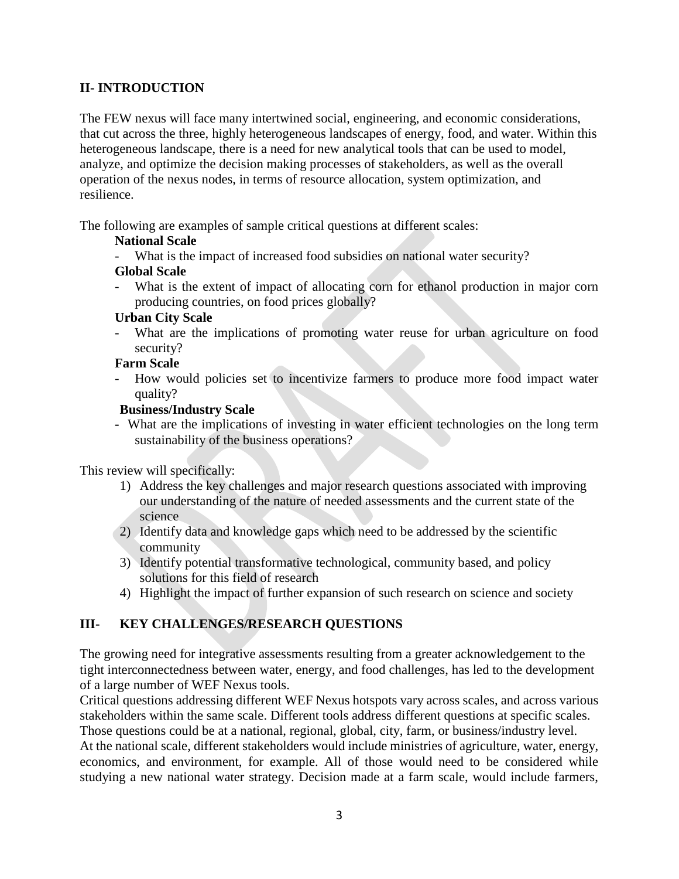## II- INTRODUCTION

The FEW nexus will face many intertwined social, engineering, and economic considerations, that cut across the three, highly heterogeneous landscapes of energy, food, and water. Within this heterogeneous landscape, there is a need for new analytical tools that can be used to model, analyze, and optimize the decision making processes of stakeholders, as well as the overall operation of the nexus nodes, in terms of resource allocation, system optimization, and resilience.

The following are examples of sample critical questions at different scales:

**National Scale**

- What is the impact of increased food subsidies on national water security?

**Global Scale**

- What is the extent of impact of allocating corn for ethanol production in major corn producing countries, on food prices globally?

**Urban City Scale**

- What are the implications of promoting water reuse for urban agriculture on food security?

**Farm Scale**

- How would policies set to incentivize farmers to produce more food impact water quality?

**Business/Industry Scale**

- What are the implications of investing in water efficient technologies on the long term sustainability of the business operations?

This review will specifically:

1) Address the key challenges and major research questions associated with improving our understanding of the nature of needed assessments and the current state of the science
2) Identify data and knowledge gaps which need to be addressed by the scientific community
3) Identify potential transformative technological, community based, and policy solutions for this field of research
4) Highlight the impact of further expansion of such research on science and society

## III- KEY CHALLENGES/RESEARCH QUESTIONS

The growing need for integrative assessments resulting from a greater acknowledgement to the tight interconnectedness between water, energy, and food challenges, has led to the development of a large number of WEF Nexus tools.

Critical questions addressing different WEF Nexus hotspots vary across scales, and across various stakeholders within the same scale. Different tools address different questions at specific scales. Those questions could be at a national, regional, global, city, farm, or business/industry level.

At the national scale, different stakeholders would include ministries of agriculture, water, energy, economics, and environment, for example. All of those would need to be considered while studying a new national water strategy. Decision made at a farm scale, would include farmers,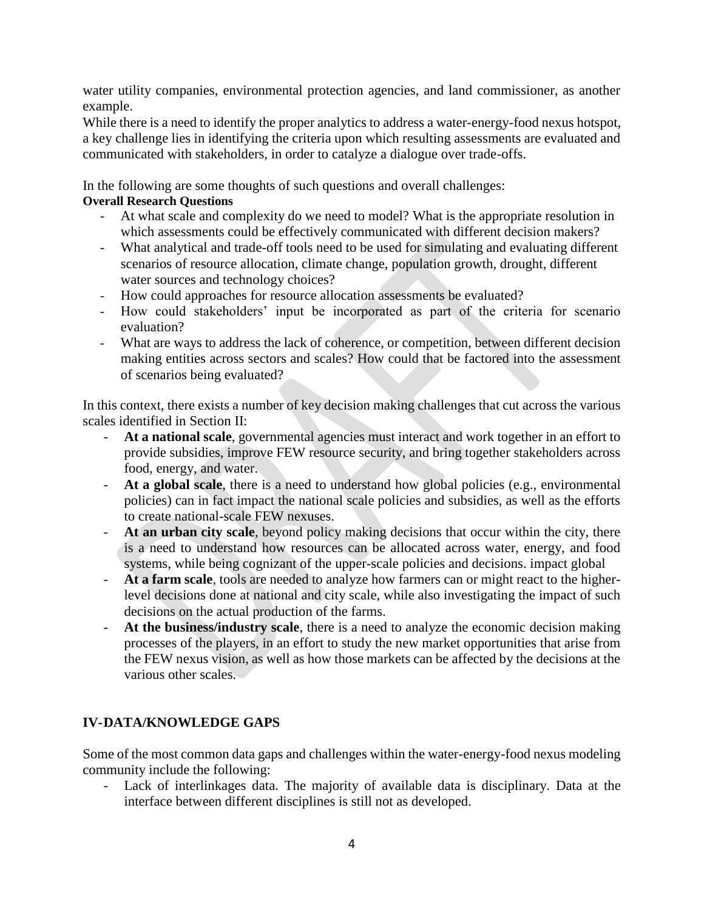water utility companies, environmental protection agencies, and land commissioner, as another example.
While there is a need to identify the proper analytics to address a water-energy-food nexus hotspot, a key challenge lies in identifying the criteria upon which resulting assessments are evaluated and communicated with stakeholders, in order to catalyze a dialogue over trade-offs.

In the following are some thoughts of such questions and overall challenges:

**Overall Research Questions**

- At what scale and complexity do we need to model? What is the appropriate resolution in which assessments could be effectively communicated with different decision makers?
- What analytical and trade-off tools need to be used for simulating and evaluating different scenarios of resource allocation, climate change, population growth, drought, different water sources and technology choices?
- How could approaches for resource allocation assessments be evaluated?
- How could stakeholders' input be incorporated as part of the criteria for scenario evaluation?
- What are ways to address the lack of coherence, or competition, between different decision making entities across sectors and scales? How could that be factored into the assessment of scenarios being evaluated?

In this context, there exists a number of key decision making challenges that cut across the various scales identified in Section II:

- **At a national scale**, governmental agencies must interact and work together in an effort to provide subsidies, improve FEW resource security, and bring together stakeholders across food, energy, and water.
- **At a global scale**, there is a need to understand how global policies (e.g., environmental policies) can in fact impact the national scale policies and subsidies, as well as the efforts to create national-scale FEW nexuses.
- **At an urban city scale**, beyond policy making decisions that occur within the city, there is a need to understand how resources can be allocated across water, energy, and food systems, while being cognizant of the upper-scale policies and decisions. impact global
- **At a farm scale**, tools are needed to analyze how farmers can or might react to the higher-level decisions done at national and city scale, while also investigating the impact of such decisions on the actual production of the farms.
- **At the business/industry scale**, there is a need to analyze the economic decision making processes of the players, in an effort to study the new market opportunities that arise from the FEW nexus vision, as well as how those markets can be affected by the decisions at the various other scales.

## IV-DATA/KNOWLEDGE GAPS

Some of the most common data gaps and challenges within the water-energy-food nexus modeling community include the following:

- Lack of interlinkages data. The majority of available data is disciplinary. Data at the interface between different disciplines is still not as developed.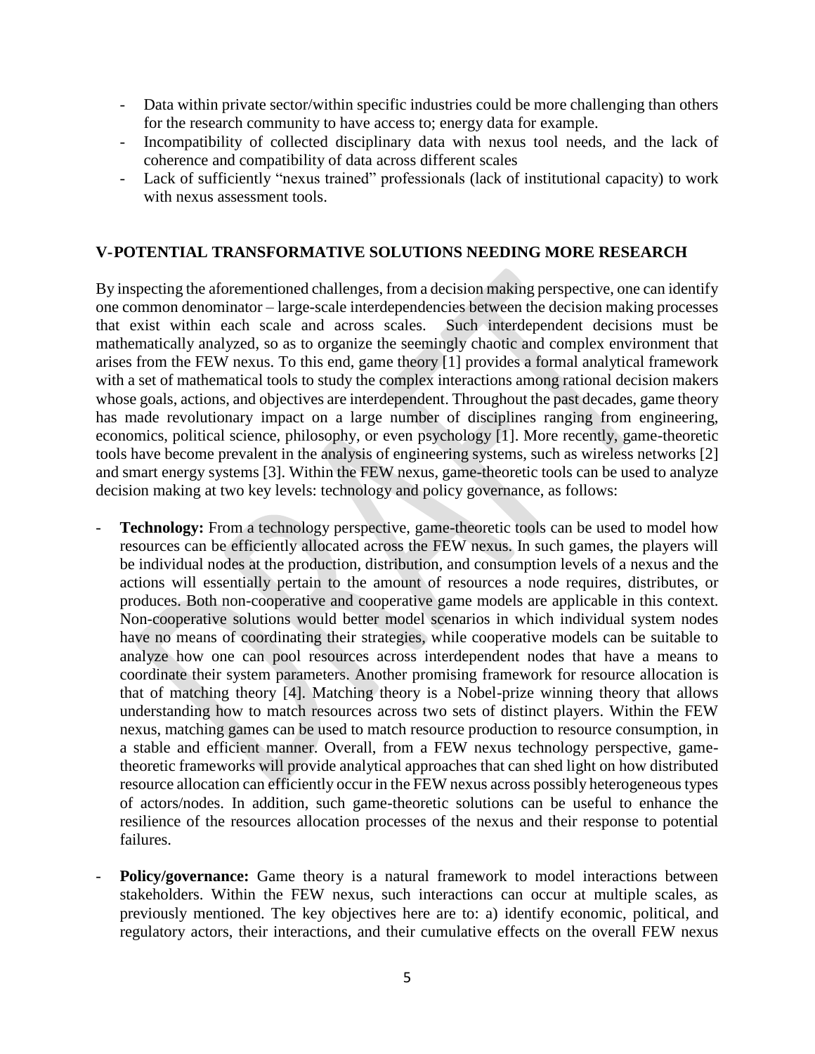- Data within private sector/within specific industries could be more challenging than others for the research community to have access to; energy data for example.
- Incompatibility of collected disciplinary data with nexus tool needs, and the lack of coherence and compatibility of data across different scales
- Lack of sufficiently "nexus trained" professionals (lack of institutional capacity) to work with nexus assessment tools.

## V-POTENTIAL TRANSFORMATIVE SOLUTIONS NEEDING MORE RESEARCH

By inspecting the aforementioned challenges, from a decision making perspective, one can identify one common denominator – large-scale interdependencies between the decision making processes that exist within each scale and across scales. Such interdependent decisions must be mathematically analyzed, so as to organize the seemingly chaotic and complex environment that arises from the FEW nexus. To this end, game theory [1] provides a formal analytical framework with a set of mathematical tools to study the complex interactions among rational decision makers whose goals, actions, and objectives are interdependent. Throughout the past decades, game theory has made revolutionary impact on a large number of disciplines ranging from engineering, economics, political science, philosophy, or even psychology [1]. More recently, game-theoretic tools have become prevalent in the analysis of engineering systems, such as wireless networks [2] and smart energy systems [3]. Within the FEW nexus, game-theoretic tools can be used to analyze decision making at two key levels: technology and policy governance, as follows:

- **Technology:** From a technology perspective, game-theoretic tools can be used to model how resources can be efficiently allocated across the FEW nexus. In such games, the players will be individual nodes at the production, distribution, and consumption levels of a nexus and the actions will essentially pertain to the amount of resources a node requires, distributes, or produces. Both non-cooperative and cooperative game models are applicable in this context. Non-cooperative solutions would better model scenarios in which individual system nodes have no means of coordinating their strategies, while cooperative models can be suitable to analyze how one can pool resources across interdependent nodes that have a means to coordinate their system parameters. Another promising framework for resource allocation is that of matching theory [4]. Matching theory is a Nobel-prize winning theory that allows understanding how to match resources across two sets of distinct players. Within the FEW nexus, matching games can be used to match resource production to resource consumption, in a stable and efficient manner. Overall, from a FEW nexus technology perspective, game-theoretic frameworks will provide analytical approaches that can shed light on how distributed resource allocation can efficiently occur in the FEW nexus across possibly heterogeneous types of actors/nodes. In addition, such game-theoretic solutions can be useful to enhance the resilience of the resources allocation processes of the nexus and their response to potential failures.

- **Policy/governance:** Game theory is a natural framework to model interactions between stakeholders. Within the FEW nexus, such interactions can occur at multiple scales, as previously mentioned. The key objectives here are to: a) identify economic, political, and regulatory actors, their interactions, and their cumulative effects on the overall FEW nexus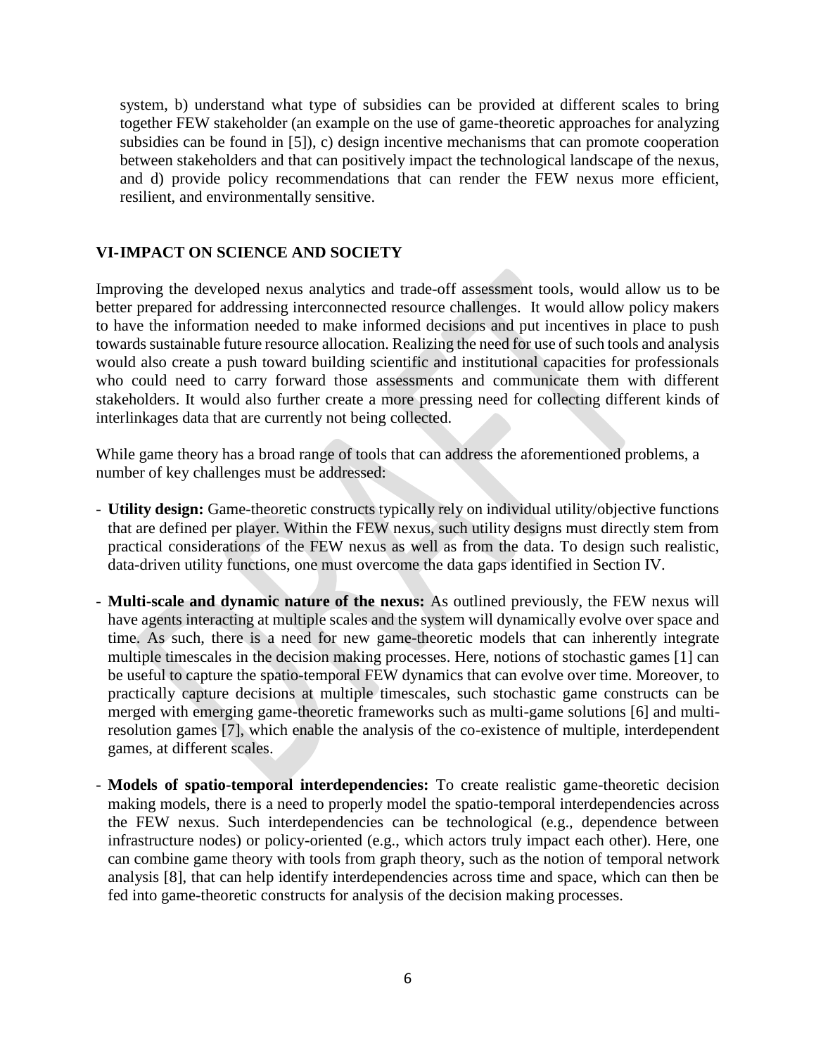system, b) understand what type of subsidies can be provided at different scales to bring together FEW stakeholder (an example on the use of game-theoretic approaches for analyzing subsidies can be found in [5]), c) design incentive mechanisms that can promote cooperation between stakeholders and that can positively impact the technological landscape of the nexus, and d) provide policy recommendations that can render the FEW nexus more efficient, resilient, and environmentally sensitive.

## VI-IMPACT ON SCIENCE AND SOCIETY

Improving the developed nexus analytics and trade-off assessment tools, would allow us to be better prepared for addressing interconnected resource challenges. It would allow policy makers to have the information needed to make informed decisions and put incentives in place to push towards sustainable future resource allocation. Realizing the need for use of such tools and analysis would also create a push toward building scientific and institutional capacities for professionals who could need to carry forward those assessments and communicate them with different stakeholders. It would also further create a more pressing need for collecting different kinds of interlinkages data that are currently not being collected.

While game theory has a broad range of tools that can address the aforementioned problems, a number of key challenges must be addressed:

- **Utility design:** Game-theoretic constructs typically rely on individual utility/objective functions that are defined per player. Within the FEW nexus, such utility designs must directly stem from practical considerations of the FEW nexus as well as from the data. To design such realistic, data-driven utility functions, one must overcome the data gaps identified in Section IV.
- **Multi-scale and dynamic nature of the nexus:** As outlined previously, the FEW nexus will have agents interacting at multiple scales and the system will dynamically evolve over space and time. As such, there is a need for new game-theoretic models that can inherently integrate multiple timescales in the decision making processes. Here, notions of stochastic games [1] can be useful to capture the spatio-temporal FEW dynamics that can evolve over time. Moreover, to practically capture decisions at multiple timescales, such stochastic game constructs can be merged with emerging game-theoretic frameworks such as multi-game solutions [6] and multi-resolution games [7], which enable the analysis of the co-existence of multiple, interdependent games, at different scales.
- **Models of spatio-temporal interdependencies:** To create realistic game-theoretic decision making models, there is a need to properly model the spatio-temporal interdependencies across the FEW nexus. Such interdependencies can be technological (e.g., dependence between infrastructure nodes) or policy-oriented (e.g., which actors truly impact each other). Here, one can combine game theory with tools from graph theory, such as the notion of temporal network analysis [8], that can help identify interdependencies across time and space, which can then be fed into game-theoretic constructs for analysis of the decision making processes.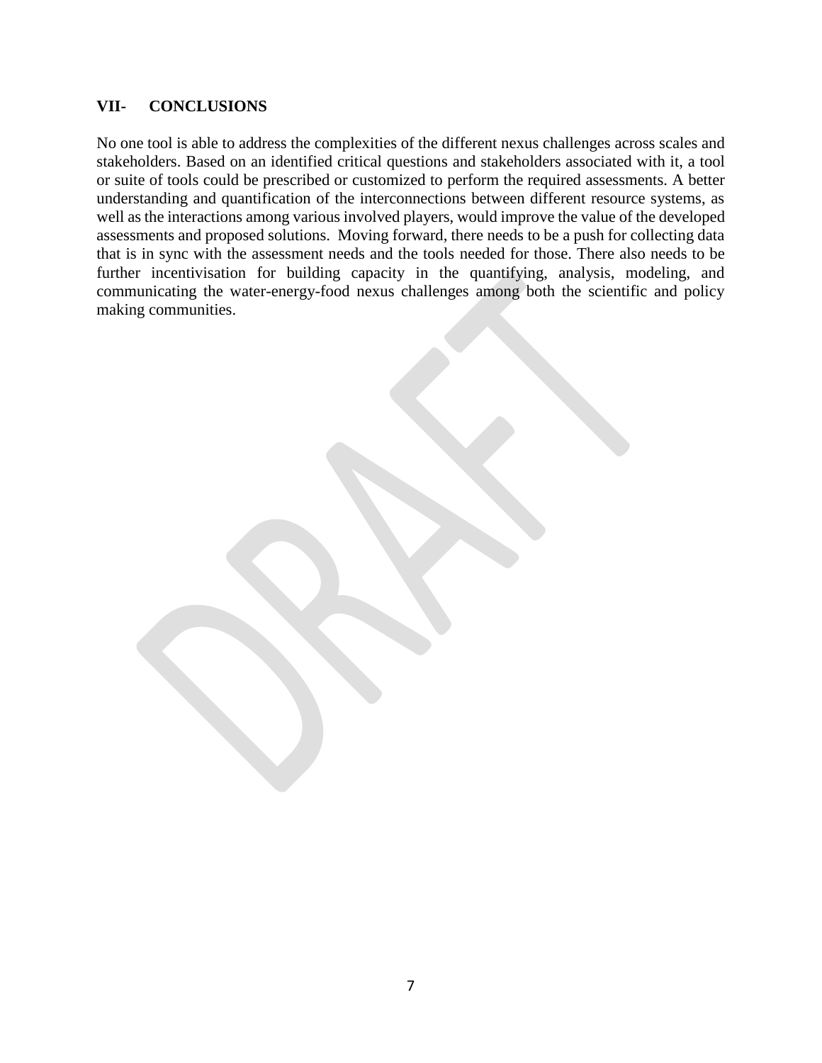## VII- CONCLUSIONS

No one tool is able to address the complexities of the different nexus challenges across scales and stakeholders. Based on an identified critical questions and stakeholders associated with it, a tool or suite of tools could be prescribed or customized to perform the required assessments. A better understanding and quantification of the interconnections between different resource systems, as well as the interactions among various involved players, would improve the value of the developed assessments and proposed solutions. Moving forward, there needs to be a push for collecting data that is in sync with the assessment needs and the tools needed for those. There also needs to be further incentivisation for building capacity in the quantifying, analysis, modeling, and communicating the water-energy-food nexus challenges among both the scientific and policy making communities.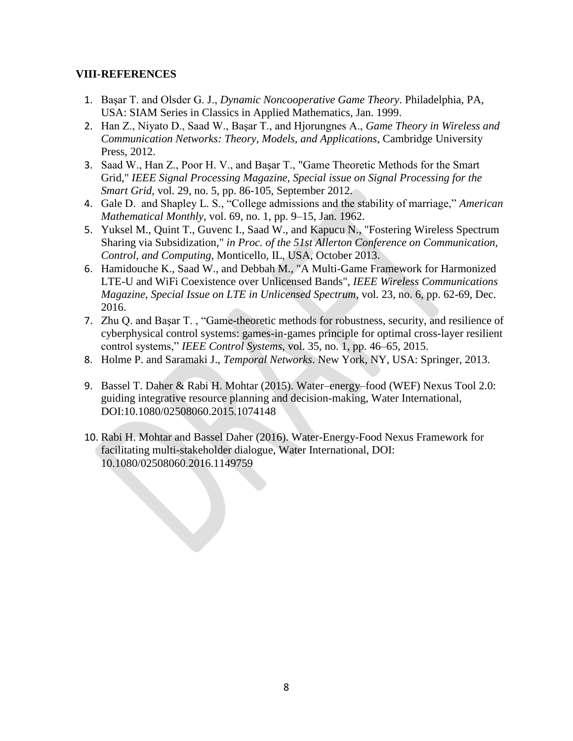**VIII-REFERENCES**

1. Başar T. and Olsder G. J., *Dynamic Noncooperative Game Theory*. Philadelphia, PA, USA: SIAM Series in Classics in Applied Mathematics, Jan. 1999.
2. Han Z., Niyato D., Saad W., Başar T., and Hjorungnes A., *Game Theory in Wireless and Communication Networks: Theory, Models, and Applications*, Cambridge University Press, 2012.
3. Saad W., Han Z., Poor H. V., and Başar T., "Game Theoretic Methods for the Smart Grid," *IEEE Signal Processing Magazine, Special issue on Signal Processing for the Smart Grid*, vol. 29, no. 5, pp. 86-105, September 2012.
4. Gale D. and Shapley L. S., "College admissions and the stability of marriage," *American Mathematical Monthly*, vol. 69, no. 1, pp. 9–15, Jan. 1962.
5. Yuksel M., Quint T., Guvenc I., Saad W., and Kapucu N., "Fostering Wireless Spectrum Sharing via Subsidization," *in Proc. of the 51st Allerton Conference on Communication, Control, and Computing*, Monticello, IL, USA, October 2013.
6. Hamidouche K., Saad W., and Debbah M., "A Multi-Game Framework for Harmonized LTE-U and WiFi Coexistence over Unlicensed Bands", *IEEE Wireless Communications Magazine, Special Issue on LTE in Unlicensed Spectrum*, vol. 23, no. 6, pp. 62-69, Dec. 2016.
7. Zhu Q. and Başar T. , "Game-theoretic methods for robustness, security, and resilience of cyberphysical control systems: games-in-games principle for optimal cross-layer resilient control systems," *IEEE Control Systems*, vol. 35, no. 1, pp. 46–65, 2015.
8. Holme P. and Saramaki J., *Temporal Networks*. New York, NY, USA: Springer, 2013.
9. Bassel T. Daher & Rabi H. Mohtar (2015). Water–energy–food (WEF) Nexus Tool 2.0: guiding integrative resource planning and decision-making, Water International, DOI:10.1080/02508060.2015.1074148
10. Rabi H. Mohtar and Bassel Daher (2016). Water-Energy-Food Nexus Framework for facilitating multi-stakeholder dialogue, Water International, DOI: 10.1080/02508060.2016.1149759